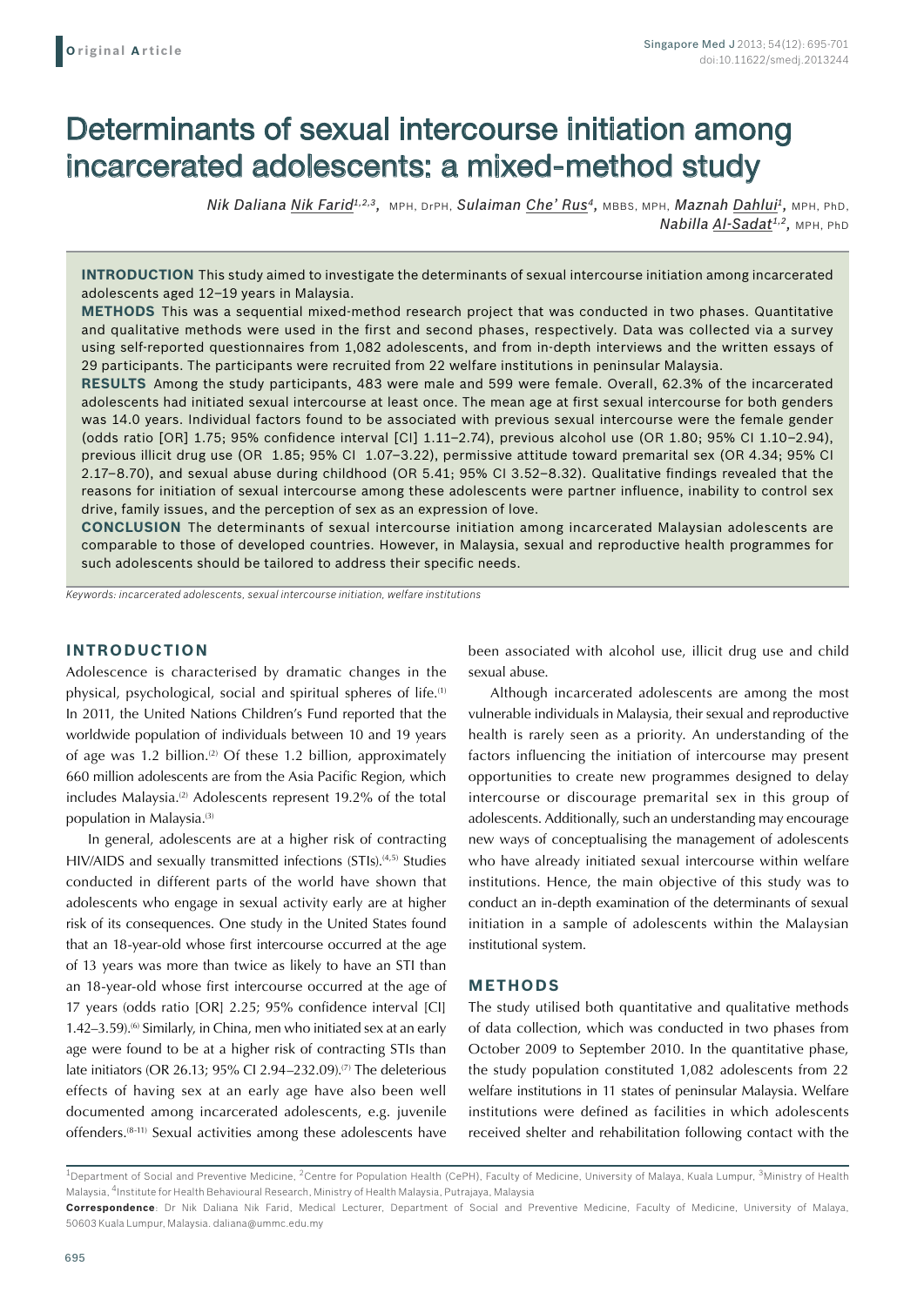Original Article

# Determinants of sexual intercourse initiation among incarcerated adolescents: a mixed-method study

*Nik Daliana Nik Farid*[1,2,3], MPH, DrPH, *Sulaiman Che' Rus*[4], MBBS, MPH, *Maznah Dahlui*[1], MPH, PhD, *Nabilla Al-Sadat*[1,2], MPH, PhD

**INTRODUCTION** This study aimed to investigate the determinants of sexual intercourse initiation among incarcerated adolescents aged 12–19 years in Malaysia.

**METHODS** This was a sequential mixed-method research project that was conducted in two phases. Quantitative and qualitative methods were used in the first and second phases, respectively. Data was collected via a survey using self-reported questionnaires from 1,082 adolescents, and from in-depth interviews and the written essays of 29 participants. The participants were recruited from 22 welfare institutions in peninsular Malaysia.

**RESULTS** Among the study participants, 483 were male and 599 were female. Overall, 62.3% of the incarcerated adolescents had initiated sexual intercourse at least once. The mean age at first sexual intercourse for both genders was 14.0 years. Individual factors found to be associated with previous sexual intercourse were the female gender (odds ratio [OR] 1.75; 95% confidence interval [CI] 1.11–2.74), previous alcohol use (OR 1.80; 95% CI 1.10–2.94), previous illicit drug use (OR 1.85; 95% CI 1.07–3.22), permissive attitude toward premarital sex (OR 4.34; 95% CI 2.17–8.70), and sexual abuse during childhood (OR 5.41; 95% CI 3.52–8.32). Qualitative findings revealed that the reasons for initiation of sexual intercourse among these adolescents were partner influence, inability to control sex drive, family issues, and the perception of sex as an expression of love.

**CONCLUSION** The determinants of sexual intercourse initiation among incarcerated Malaysian adolescents are comparable to those of developed countries. However, in Malaysia, sexual and reproductive health programmes for such adolescents should be tailored to address their specific needs.

*Keywords: incarcerated adolescents, sexual intercourse initiation, welfare institutions*

## INTRODUCTION

Adolescence is characterised by dramatic changes in the physical, psychological, social and spiritual spheres of life.[1] In 2011, the United Nations Children's Fund reported that the worldwide population of individuals between 10 and 19 years of age was 1.2 billion.[2] Of these 1.2 billion, approximately 660 million adolescents are from the Asia Pacific Region, which includes Malaysia.[2] Adolescents represent 19.2% of the total population in Malaysia.[3]

In general, adolescents are at a higher risk of contracting HIV/AIDS and sexually transmitted infections (STIs).[4,5] Studies conducted in different parts of the world have shown that adolescents who engage in sexual activity early are at higher risk of its consequences. One study in the United States found that an 18-year-old whose first intercourse occurred at the age of 13 years was more than twice as likely to have an STI than an 18-year-old whose first intercourse occurred at the age of 17 years (odds ratio [OR] 2.25; 95% confidence interval [CI] 1.42–3.59).[6] Similarly, in China, men who initiated sex at an early age were found to be at a higher risk of contracting STIs than late initiators (OR 26.13; 95% CI 2.94–232.09).[7] The deleterious effects of having sex at an early age have also been well documented among incarcerated adolescents, e.g. juvenile offenders.[8-11] Sexual activities among these adolescents have been associated with alcohol use, illicit drug use and child sexual abuse.

Although incarcerated adolescents are among the most vulnerable individuals in Malaysia, their sexual and reproductive health is rarely seen as a priority. An understanding of the factors influencing the initiation of intercourse may present opportunities to create new programmes designed to delay intercourse or discourage premarital sex in this group of adolescents. Additionally, such an understanding may encourage new ways of conceptualising the management of adolescents who have already initiated sexual intercourse within welfare institutions. Hence, the main objective of this study was to conduct an in-depth examination of the determinants of sexual initiation in a sample of adolescents within the Malaysian institutional system.

## METHODS

The study utilised both quantitative and qualitative methods of data collection, which was conducted in two phases from October 2009 to September 2010. In the quantitative phase, the study population constituted 1,082 adolescents from 22 welfare institutions in 11 states of peninsular Malaysia. Welfare institutions were defined as facilities in which adolescents received shelter and rehabilitation following contact with the

[1]Department of Social and Preventive Medicine, [2]Centre for Population Health (CePH), Faculty of Medicine, University of Malaya, Kuala Lumpur, [3]Ministry of Health Malaysia, [4]Institute for Health Behavioural Research, Ministry of Health Malaysia, Putrajaya, Malaysia

**Correspondence**: Dr Nik Daliana Nik Farid, Medical Lecturer, Department of Social and Preventive Medicine, Faculty of Medicine, University of Malaya, 50603 Kuala Lumpur, Malaysia. daliana@ummc.edu.my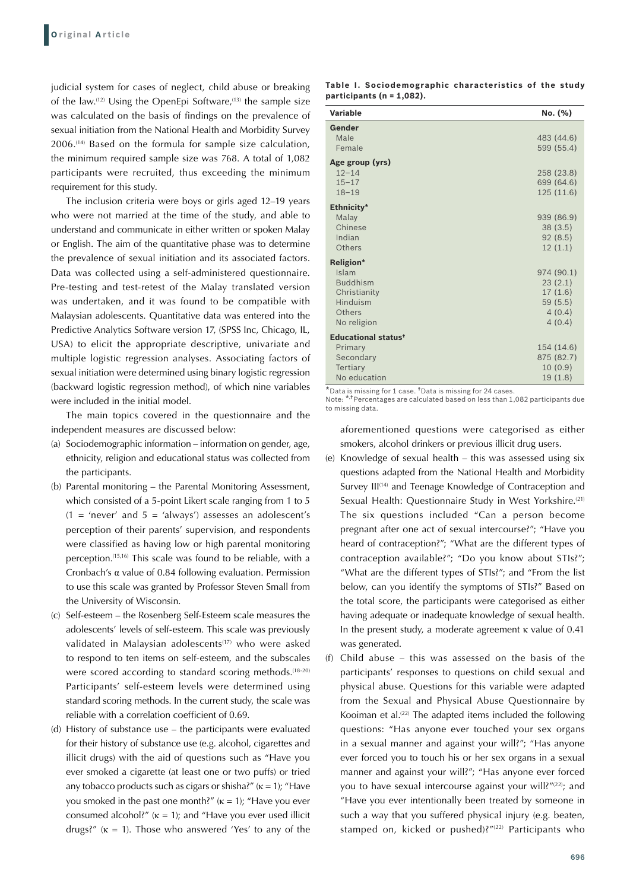judicial system for cases of neglect, child abuse or breaking of the law.[12] Using the OpenEpi Software,[13] the sample size was calculated on the basis of findings on the prevalence of sexual initiation from the National Health and Morbidity Survey 2006.[14] Based on the formula for sample size calculation, the minimum required sample size was 768. A total of 1,082 participants were recruited, thus exceeding the minimum requirement for this study.

The inclusion criteria were boys or girls aged 12–19 years who were not married at the time of the study, and able to understand and communicate in either written or spoken Malay or English. The aim of the quantitative phase was to determine the prevalence of sexual initiation and its associated factors. Data was collected using a self-administered questionnaire. Pre-testing and test-retest of the Malay translated version was undertaken, and it was found to be compatible with Malaysian adolescents. Quantitative data was entered into the Predictive Analytics Software version 17, (SPSS Inc, Chicago, IL, USA) to elicit the appropriate descriptive, univariate and multiple logistic regression analyses. Associating factors of sexual initiation were determined using binary logistic regression (backward logistic regression method), of which nine variables were included in the initial model.

The main topics covered in the questionnaire and the independent measures are discussed below:

(a) Sociodemographic information – information on gender, age, ethnicity, religion and educational status was collected from the participants.

(b) Parental monitoring – the Parental Monitoring Assessment, which consisted of a 5-point Likert scale ranging from 1 to 5 (1 = 'never' and 5 = 'always') assesses an adolescent's perception of their parents' supervision, and respondents were classified as having low or high parental monitoring perception.[15,16] This scale was found to be reliable, with a Cronbach's $\alpha$ value of 0.84 following evaluation. Permission to use this scale was granted by Professor Steven Small from the University of Wisconsin.

(c) Self-esteem – the Rosenberg Self-Esteem scale measures the adolescents' levels of self-esteem. This scale was previously validated in Malaysian adolescents[17] who were asked to respond to ten items on self-esteem, and the subscales were scored according to standard scoring methods.[18–20] Participants' self-esteem levels were determined using standard scoring methods. In the current study, the scale was reliable with a correlation coefficient of 0.69.

(d) History of substance use – the participants were evaluated for their history of substance use (e.g. alcohol, cigarettes and illicit drugs) with the aid of questions such as "Have you ever smoked a cigarette (at least one or two puffs) or tried any tobacco products such as cigars or shisha?" ($\kappa = 1$); "Have you smoked in the past one month?" ($\kappa = 1$); "Have you ever consumed alcohol?" ($\kappa = 1$); and "Have you ever used illicit drugs?" ($\kappa = 1$). Those who answered 'Yes' to any of the aforementioned questions were categorised as either smokers, alcohol drinkers or previous illicit drug users.

(e) Knowledge of sexual health – this was assessed using six questions adapted from the National Health and Morbidity Survey III[14] and Teenage Knowledge of Contraception and Sexual Health: Questionnaire Study in West Yorkshire.[21] The six questions included "Can a person become pregnant after one act of sexual intercourse?"; "Have you heard of contraception?"; "What are the different types of contraception available?"; "Do you know about STIs?"; "What are the different types of STIs?"; and "From the list below, can you identify the symptoms of STIs?" Based on the total score, the participants were categorised as either having adequate or inadequate knowledge of sexual health. In the present study, a moderate agreement $\kappa$ value of 0.41 was generated.

(f) Child abuse – this was assessed on the basis of the participants' responses to questions on child sexual and physical abuse. Questions for this variable were adapted from the Sexual and Physical Abuse Questionnaire by Kooiman et al.[22] The adapted items included the following questions: "Has anyone ever touched your sex organs in a sexual manner and against your will?"; "Has anyone ever forced you to touch his or her sex organs in a sexual manner and against your will?"; "Has anyone ever forced you to have sexual intercourse against your will?"[22]; and "Have you ever intentionally been treated by someone in such a way that you suffered physical injury (e.g. beaten, stamped on, kicked or pushed)?"[22] Participants who

**Table I. Sociodemographic characteristics of the study participants (n = 1,082).**

| Variable | No. (%) |
|---|---|
| **Gender** | |
| Male | 483 (44.6) |
| Female | 599 (55.4) |
| **Age group (yrs)** | |
| 12–14 | 258 (23.8) |
| 15–17 | 699 (64.6) |
| 18–19 | 125 (11.6) |
| **Ethnicity*** | |
| Malay | 939 (86.9) |
| Chinese | 38 (3.5) |
| Indian | 92 (8.5) |
| Others | 12 (1.1) |
| **Religion*** | |
| Islam | 974 (90.1) |
| Buddhism | 23 (2.1) |
| Christianity | 17 (1.6) |
| Hinduism | 59 (5.5) |
| Others | 4 (0.4) |
| No religion | 4 (0.4) |
| **Educational status†** | |
| Primary | 154 (14.6) |
| Secondary | 875 (82.7) |
| Tertiary | 10 (0.9) |
| No education | 19 (1.8) |

*Data is missing for 1 case. †Data is missing for 24 cases.
Note: *,†Percentages are calculated based on less than 1,082 participants due to missing data.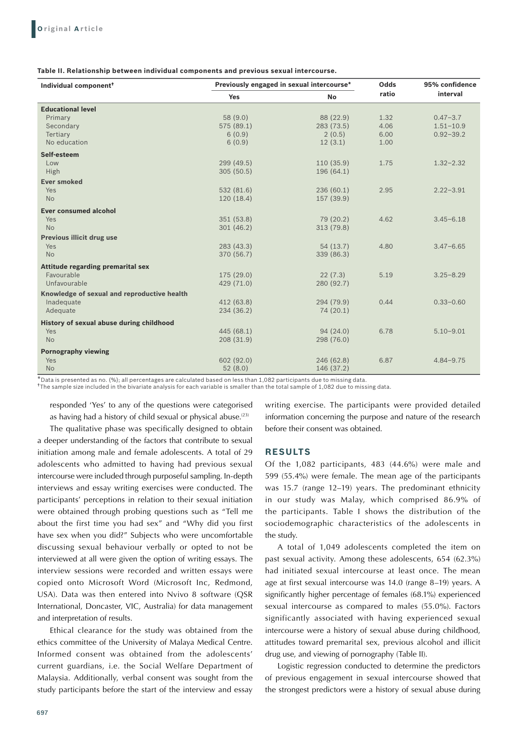**Table II. Relationship between individual components and previous sexual intercourse.**

| Individual component† | Previously engaged in sexual intercourse* | | Odds ratio | 95% confidence interval |
|---|---|---|---|---|
| | Yes | No | | |
| **Educational level** | | | | |
| Primary | 58 (9.0) | 88 (22.9) | 1.32 | 0.47–3.7 |
| Secondary | 575 (89.1) | 283 (73.5) | 4.06 | 1.51–10.9 |
| Tertiary | 6 (0.9) | 2 (0.5) | 6.00 | 0.92–39.2 |
| No education | 6 (0.9) | 12 (3.1) | 1.00 | |
| **Self-esteem** | | | | |
| Low | 299 (49.5) | 110 (35.9) | 1.75 | 1.32–2.32 |
| High | 305 (50.5) | 196 (64.1) | | |
| **Ever smoked** | | | | |
| Yes | 532 (81.6) | 236 (60.1) | 2.95 | 2.22–3.91 |
| No | 120 (18.4) | 157 (39.9) | | |
| **Ever consumed alcohol** | | | | |
| Yes | 351 (53.8) | 79 (20.2) | 4.62 | 3.45–6.18 |
| No | 301 (46.2) | 313 (79.8) | | |
| **Previous illicit drug use** | | | | |
| Yes | 283 (43.3) | 54 (13.7) | 4.80 | 3.47–6.65 |
| No | 370 (56.7) | 339 (86.3) | | |
| **Attitude regarding premarital sex** | | | | |
| Favourable | 175 (29.0) | 22 (7.3) | 5.19 | 3.25–8.29 |
| Unfavourable | 429 (71.0) | 280 (92.7) | | |
| **Knowledge of sexual and reproductive health** | | | | |
| Inadequate | 412 (63.8) | 294 (79.9) | 0.44 | 0.33–0.60 |
| Adequate | 234 (36.2) | 74 (20.1) | | |
| **History of sexual abuse during childhood** | | | | |
| Yes | 445 (68.1) | 94 (24.0) | 6.78 | 5.10–9.01 |
| No | 208 (31.9) | 298 (76.0) | | |
| **Pornography viewing** | | | | |
| Yes | 602 (92.0) | 246 (62.8) | 6.87 | 4.84–9.75 |
| No | 52 (8.0) | 146 (37.2) | | |

*Data is presented as no. (%); all percentages are calculated based on less than 1,082 participants due to missing data.
†The sample size included in the bivariate analysis for each variable is smaller than the total sample of 1,082 due to missing data.

responded 'Yes' to any of the questions were categorised as having had a history of child sexual or physical abuse.[23]

The qualitative phase was specifically designed to obtain a deeper understanding of the factors that contribute to sexual initiation among male and female adolescents. A total of 29 adolescents who admitted to having had previous sexual intercourse were included through purposeful sampling. In-depth interviews and essay writing exercises were conducted. The participants' perceptions in relation to their sexual initiation were obtained through probing questions such as "Tell me about the first time you had sex" and "Why did you first have sex when you did?" Subjects who were uncomfortable discussing sexual behaviour verbally or opted to not be interviewed at all were given the option of writing essays. The interview sessions were recorded and written essays were copied onto Microsoft Word (Microsoft Inc, Redmond, USA). Data was then entered into Nvivo 8 software (QSR International, Doncaster, VIC, Australia) for data management and interpretation of results.

Ethical clearance for the study was obtained from the ethics committee of the University of Malaya Medical Centre. Informed consent was obtained from the adolescents' current guardians, i.e. the Social Welfare Department of Malaysia. Additionally, verbal consent was sought from the study participants before the start of the interview and essay writing exercise. The participants were provided detailed information concerning the purpose and nature of the research before their consent was obtained.

## RESULTS

Of the 1,082 participants, 483 (44.6%) were male and 599 (55.4%) were female. The mean age of the participants was 15.7 (range 12–19) years. The predominant ethnicity in our study was Malay, which comprised 86.9% of the participants. Table I shows the distribution of the sociodemographic characteristics of the adolescents in the study.

A total of 1,049 adolescents completed the item on past sexual activity. Among these adolescents, 654 (62.3%) had initiated sexual intercourse at least once. The mean age at first sexual intercourse was 14.0 (range 8–19) years. A significantly higher percentage of females (68.1%) experienced sexual intercourse as compared to males (55.0%). Factors significantly associated with having experienced sexual intercourse were a history of sexual abuse during childhood, attitudes toward premarital sex, previous alcohol and illicit drug use, and viewing of pornography (Table II).

Logistic regression conducted to determine the predictors of previous engagement in sexual intercourse showed that the strongest predictors were a history of sexual abuse during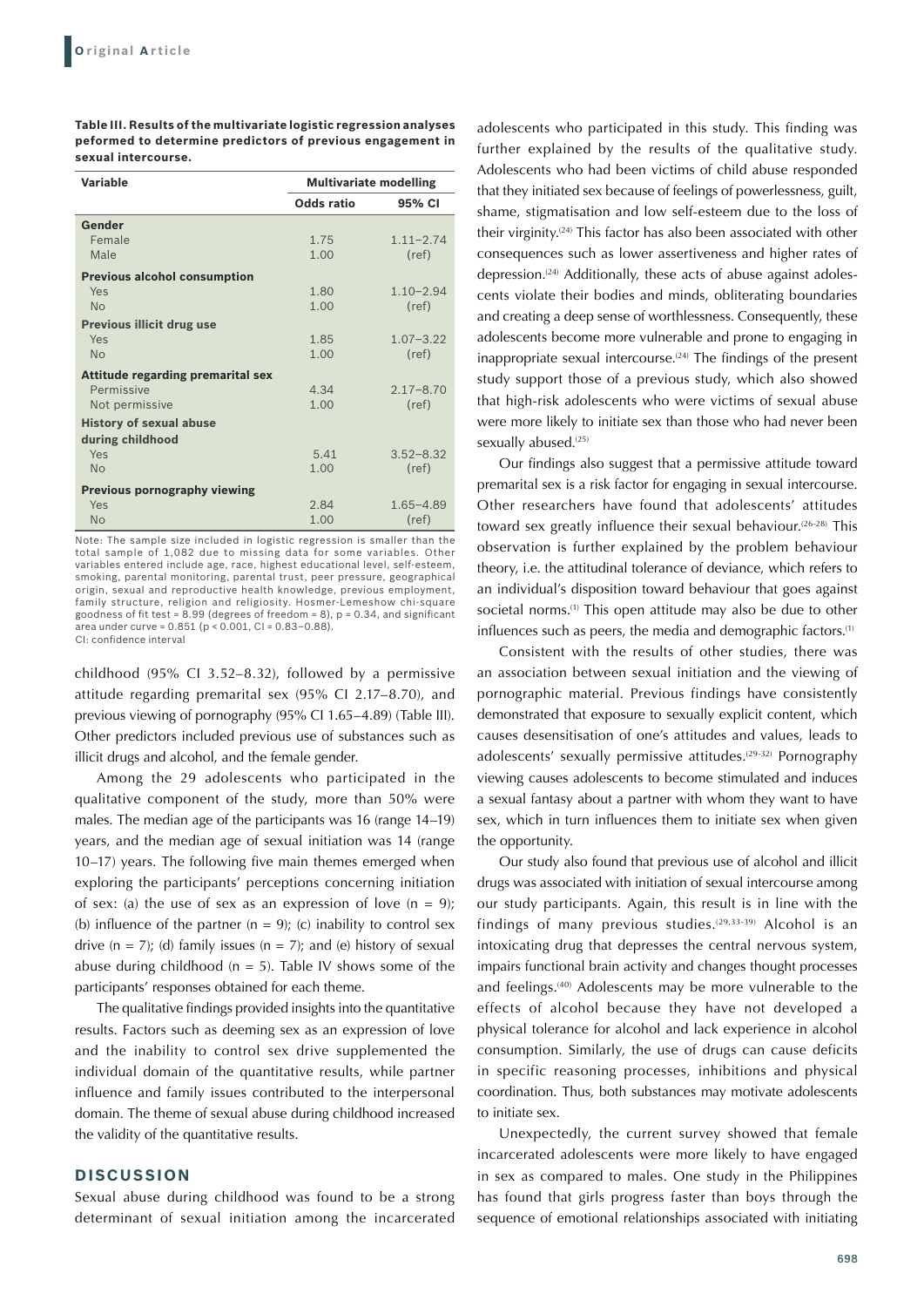**Table III. Results of the multivariate logistic regression analyses peformed to determine predictors of previous engagement in sexual intercourse.**

| Variable | Multivariate modelling | |
|---|---|---|
| | Odds ratio | 95% CI |
| **Gender** | | |
| Female | 1.75 | 1.11–2.74 |
| Male | 1.00 | (ref) |
| **Previous alcohol consumption** | | |
| Yes | 1.80 | 1.10–2.94 |
| No | 1.00 | (ref) |
| **Previous illicit drug use** | | |
| Yes | 1.85 | 1.07–3.22 |
| No | 1.00 | (ref) |
| **Attitude regarding premarital sex** | | |
| Permissive | 4.34 | 2.17–8.70 |
| Not permissive | 1.00 | (ref) |
| **History of sexual abuse during childhood** | | |
| Yes | 5.41 | 3.52–8.32 |
| No | 1.00 | (ref) |
| **Previous pornography viewing** | | |
| Yes | 2.84 | 1.65–4.89 |
| No | 1.00 | (ref) |

Note: The sample size included in logistic regression is smaller than the total sample of 1,082 due to missing data for some variables. Other variables entered include age, race, highest educational level, self-esteem, smoking, parental monitoring, parental trust, peer pressure, geographical origin, sexual and reproductive health knowledge, previous employment, family structure, religion and religiosity. Hosmer-Lemeshow chi-square goodness of fit test = 8.99 (degrees of freedom = 8), p = 0.34, and significant area under curve = 0.851 (p < 0.001, CI = 0.83–0.88).
CI: confidence interval

childhood (95% CI 3.52–8.32), followed by a permissive attitude regarding premarital sex (95% CI 2.17–8.70), and previous viewing of pornography (95% CI 1.65–4.89) (Table III). Other predictors included previous use of substances such as illicit drugs and alcohol, and the female gender.

Among the 29 adolescents who participated in the qualitative component of the study, more than 50% were males. The median age of the participants was 16 (range 14–19) years, and the median age of sexual initiation was 14 (range 10–17) years. The following five main themes emerged when exploring the participants' perceptions concerning initiation of sex: (a) the use of sex as an expression of love (n = 9); (b) influence of the partner (n = 9); (c) inability to control sex drive (n = 7); (d) family issues (n = 7); and (e) history of sexual abuse during childhood (n = 5). Table IV shows some of the participants' responses obtained for each theme.

The qualitative findings provided insights into the quantitative results. Factors such as deeming sex as an expression of love and the inability to control sex drive supplemented the individual domain of the quantitative results, while partner influence and family issues contributed to the interpersonal domain. The theme of sexual abuse during childhood increased the validity of the quantitative results.

## DISCUSSION

Sexual abuse during childhood was found to be a strong determinant of sexual initiation among the incarcerated adolescents who participated in this study. This finding was further explained by the results of the qualitative study. Adolescents who had been victims of child abuse responded that they initiated sex because of feelings of powerlessness, guilt, shame, stigmatisation and low self-esteem due to the loss of their virginity.[24] This factor has also been associated with other consequences such as lower assertiveness and higher rates of depression.[24] Additionally, these acts of abuse against adolescents violate their bodies and minds, obliterating boundaries and creating a deep sense of worthlessness. Consequently, these adolescents become more vulnerable and prone to engaging in inappropriate sexual intercourse.[24] The findings of the present study support those of a previous study, which also showed that high-risk adolescents who were victims of sexual abuse were more likely to initiate sex than those who had never been sexually abused.[25]

Our findings also suggest that a permissive attitude toward premarital sex is a risk factor for engaging in sexual intercourse. Other researchers have found that adolescents' attitudes toward sex greatly influence their sexual behaviour.[26-28] This observation is further explained by the problem behaviour theory, i.e. the attitudinal tolerance of deviance, which refers to an individual's disposition toward behaviour that goes against societal norms.[1] This open attitude may also be due to other influences such as peers, the media and demographic factors.[1]

Consistent with the results of other studies, there was an association between sexual initiation and the viewing of pornographic material. Previous findings have consistently demonstrated that exposure to sexually explicit content, which causes desensitisation of one's attitudes and values, leads to adolescents' sexually permissive attitudes.[29-32] Pornography viewing causes adolescents to become stimulated and induces a sexual fantasy about a partner with whom they want to have sex, which in turn influences them to initiate sex when given the opportunity.

Our study also found that previous use of alcohol and illicit drugs was associated with initiation of sexual intercourse among our study participants. Again, this result is in line with the findings of many previous studies.[29,33-39] Alcohol is an intoxicating drug that depresses the central nervous system, impairs functional brain activity and changes thought processes and feelings.[40] Adolescents may be more vulnerable to the effects of alcohol because they have not developed a physical tolerance for alcohol and lack experience in alcohol consumption. Similarly, the use of drugs can cause deficits in specific reasoning processes, inhibitions and physical coordination. Thus, both substances may motivate adolescents to initiate sex.

Unexpectedly, the current survey showed that female incarcerated adolescents were more likely to have engaged in sex as compared to males. One study in the Philippines has found that girls progress faster than boys through the sequence of emotional relationships associated with initiating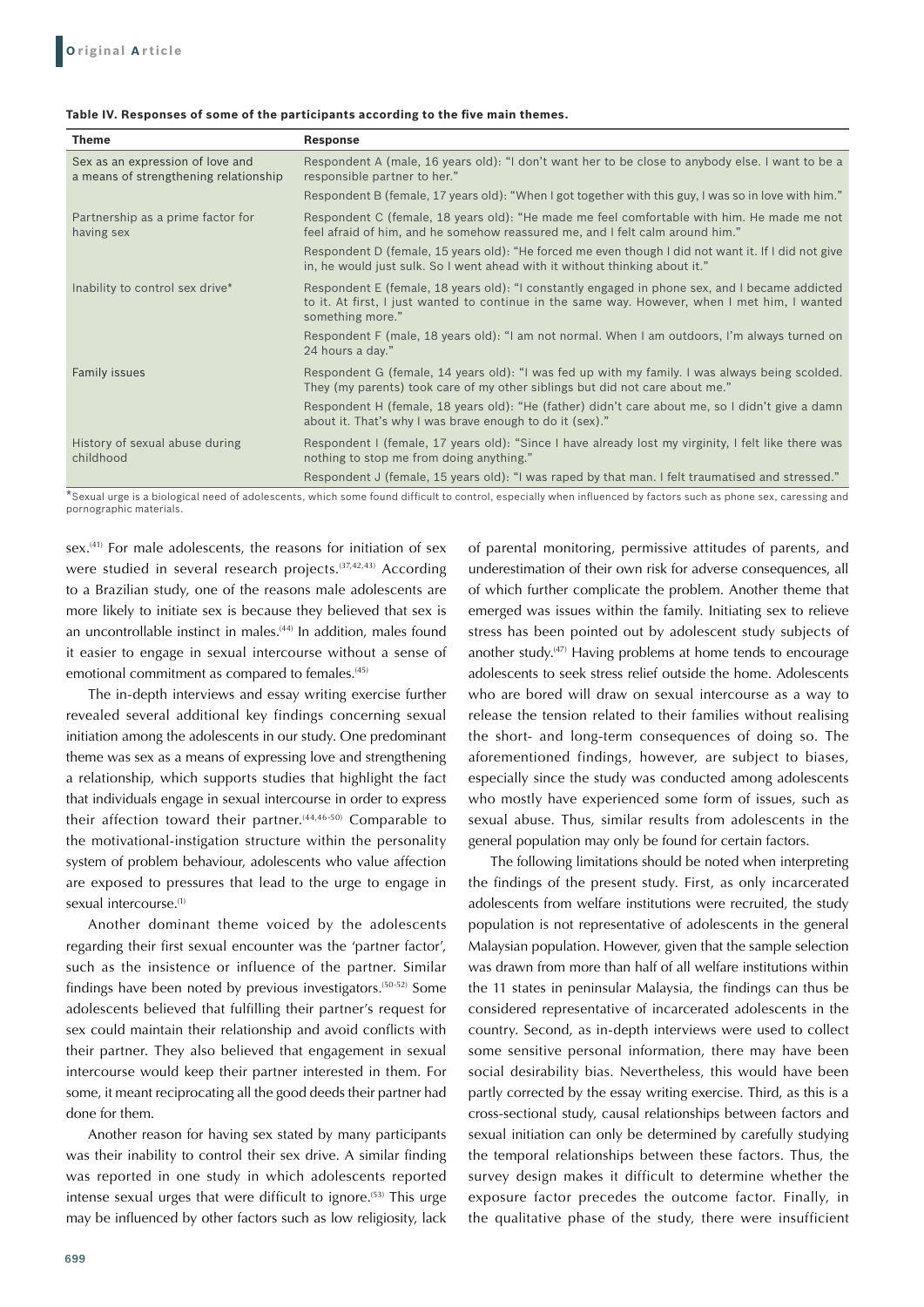**Table IV. Responses of some of the participants according to the five main themes.**

| Theme | Response |
|---|---|
| Sex as an expression of love and a means of strengthening relationship | Respondent A (male, 16 years old): "I don't want her to be close to anybody else. I want to be a responsible partner to her." |
| | Respondent B (female, 17 years old): "When I got together with this guy, I was so in love with him." |
| Partnership as a prime factor for having sex | Respondent C (female, 18 years old): "He made me feel comfortable with him. He made me not feel afraid of him, and he somehow reassured me, and I felt calm around him." |
| | Respondent D (female, 15 years old): "He forced me even though I did not want it. If I did not give in, he would just sulk. So I went ahead with it without thinking about it." |
| Inability to control sex drive* | Respondent E (female, 18 years old): "I constantly engaged in phone sex, and I became addicted to it. At first, I just wanted to continue in the same way. However, when I met him, I wanted something more." |
| | Respondent F (male, 18 years old): "I am not normal. When I am outdoors, I'm always turned on 24 hours a day." |
| Family issues | Respondent G (female, 14 years old): "I was fed up with my family. I was always being scolded. They (my parents) took care of my other siblings but did not care about me." |
| | Respondent H (female, 18 years old): "He (father) didn't care about me, so I didn't give a damn about it. That's why I was brave enough to do it (sex)." |
| History of sexual abuse during childhood | Respondent I (female, 17 years old): "Since I have already lost my virginity, I felt like there was nothing to stop me from doing anything." |
| | Respondent J (female, 15 years old): "I was raped by that man. I felt traumatised and stressed." |

*Sexual urge is a biological need of adolescents, which some found difficult to control, especially when influenced by factors such as phone sex, caressing and pornographic materials.

sex.[41] For male adolescents, the reasons for initiation of sex were studied in several research projects.[37,42,43] According to a Brazilian study, one of the reasons male adolescents are more likely to initiate sex is because they believed that sex is an uncontrollable instinct in males.[44] In addition, males found it easier to engage in sexual intercourse without a sense of emotional commitment as compared to females.[45]

The in-depth interviews and essay writing exercise further revealed several additional key findings concerning sexual initiation among the adolescents in our study. One predominant theme was sex as a means of expressing love and strengthening a relationship, which supports studies that highlight the fact that individuals engage in sexual intercourse in order to express their affection toward their partner.[44,46-50] Comparable to the motivational-instigation structure within the personality system of problem behaviour, adolescents who value affection are exposed to pressures that lead to the urge to engage in sexual intercourse.[1]

Another dominant theme voiced by the adolescents regarding their first sexual encounter was the 'partner factor', such as the insistence or influence of the partner. Similar findings have been noted by previous investigators.[50-52] Some adolescents believed that fulfilling their partner's request for sex could maintain their relationship and avoid conflicts with their partner. They also believed that engagement in sexual intercourse would keep their partner interested in them. For some, it meant reciprocating all the good deeds their partner had done for them.

Another reason for having sex stated by many participants was their inability to control their sex drive. A similar finding was reported in one study in which adolescents reported intense sexual urges that were difficult to ignore.[53] This urge may be influenced by other factors such as low religiosity, lack of parental monitoring, permissive attitudes of parents, and underestimation of their own risk for adverse consequences, all of which further complicate the problem. Another theme that emerged was issues within the family. Initiating sex to relieve stress has been pointed out by adolescent study subjects of another study.[47] Having problems at home tends to encourage adolescents to seek stress relief outside the home. Adolescents who are bored will draw on sexual intercourse as a way to release the tension related to their families without realising the short- and long-term consequences of doing so. The aforementioned findings, however, are subject to biases, especially since the study was conducted among adolescents who mostly have experienced some form of issues, such as sexual abuse. Thus, similar results from adolescents in the general population may only be found for certain factors.

The following limitations should be noted when interpreting the findings of the present study. First, as only incarcerated adolescents from welfare institutions were recruited, the study population is not representative of adolescents in the general Malaysian population. However, given that the sample selection was drawn from more than half of all welfare institutions within the 11 states in peninsular Malaysia, the findings can thus be considered representative of incarcerated adolescents in the country. Second, as in-depth interviews were used to collect some sensitive personal information, there may have been social desirability bias. Nevertheless, this would have been partly corrected by the essay writing exercise. Third, as this is a cross-sectional study, causal relationships between factors and sexual initiation can only be determined by carefully studying the temporal relationships between these factors. Thus, the survey design makes it difficult to determine whether the exposure factor precedes the outcome factor. Finally, in the qualitative phase of the study, there were insufficient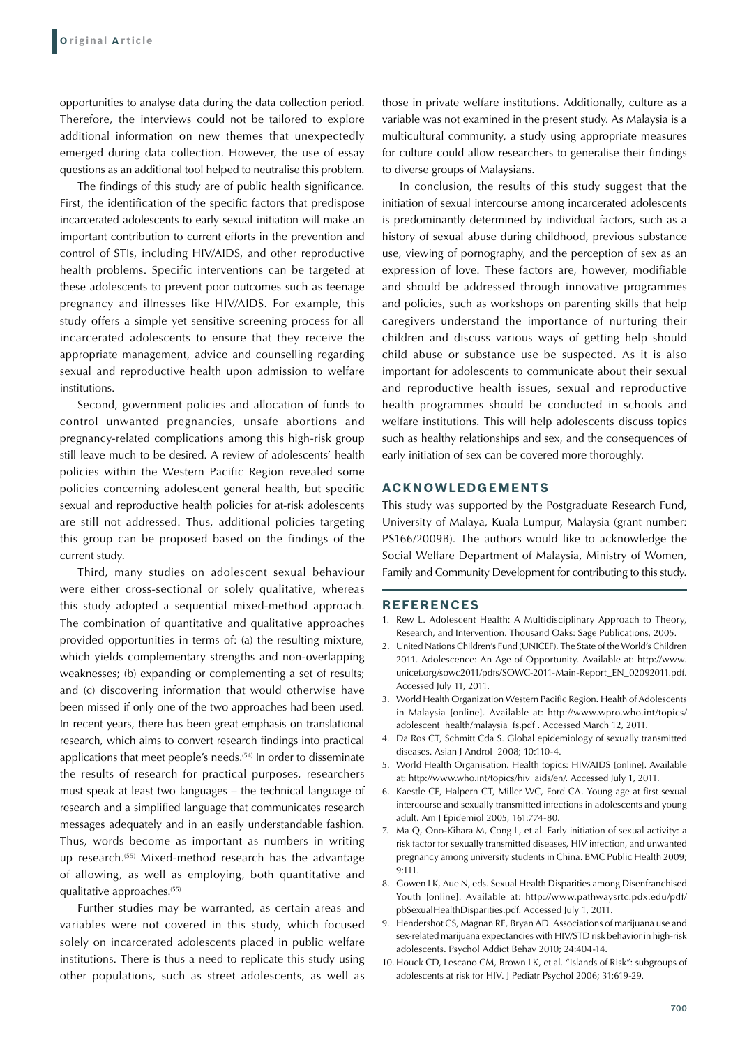opportunities to analyse data during the data collection period. Therefore, the interviews could not be tailored to explore additional information on new themes that unexpectedly emerged during data collection. However, the use of essay questions as an additional tool helped to neutralise this problem.

The findings of this study are of public health significance. First, the identification of the specific factors that predispose incarcerated adolescents to early sexual initiation will make an important contribution to current efforts in the prevention and control of STIs, including HIV/AIDS, and other reproductive health problems. Specific interventions can be targeted at these adolescents to prevent poor outcomes such as teenage pregnancy and illnesses like HIV/AIDS. For example, this study offers a simple yet sensitive screening process for all incarcerated adolescents to ensure that they receive the appropriate management, advice and counselling regarding sexual and reproductive health upon admission to welfare institutions.

Second, government policies and allocation of funds to control unwanted pregnancies, unsafe abortions and pregnancy-related complications among this high-risk group still leave much to be desired. A review of adolescents' health policies within the Western Pacific Region revealed some policies concerning adolescent general health, but specific sexual and reproductive health policies for at-risk adolescents are still not addressed. Thus, additional policies targeting this group can be proposed based on the findings of the current study.

Third, many studies on adolescent sexual behaviour were either cross-sectional or solely qualitative, whereas this study adopted a sequential mixed-method approach. The combination of quantitative and qualitative approaches provided opportunities in terms of: (a) the resulting mixture, which yields complementary strengths and non-overlapping weaknesses; (b) expanding or complementing a set of results; and (c) discovering information that would otherwise have been missed if only one of the two approaches had been used. In recent years, there has been great emphasis on translational research, which aims to convert research findings into practical applications that meet people's needs.[54] In order to disseminate the results of research for practical purposes, researchers must speak at least two languages – the technical language of research and a simplified language that communicates research messages adequately and in an easily understandable fashion. Thus, words become as important as numbers in writing up research.[55] Mixed-method research has the advantage of allowing, as well as employing, both quantitative and qualitative approaches.[55]

Further studies may be warranted, as certain areas and variables were not covered in this study, which focused solely on incarcerated adolescents placed in public welfare institutions. There is thus a need to replicate this study using other populations, such as street adolescents, as well as those in private welfare institutions. Additionally, culture as a variable was not examined in the present study. As Malaysia is a multicultural community, a study using appropriate measures for culture could allow researchers to generalise their findings to diverse groups of Malaysians.

In conclusion, the results of this study suggest that the initiation of sexual intercourse among incarcerated adolescents is predominantly determined by individual factors, such as a history of sexual abuse during childhood, previous substance use, viewing of pornography, and the perception of sex as an expression of love. These factors are, however, modifiable and should be addressed through innovative programmes and policies, such as workshops on parenting skills that help caregivers understand the importance of nurturing their children and discuss various ways of getting help should child abuse or substance use be suspected. As it is also important for adolescents to communicate about their sexual and reproductive health issues, sexual and reproductive health programmes should be conducted in schools and welfare institutions. This will help adolescents discuss topics such as healthy relationships and sex, and the consequences of early initiation of sex can be covered more thoroughly.

## ACKNOWLEDGEMENTS

This study was supported by the Postgraduate Research Fund, University of Malaya, Kuala Lumpur, Malaysia (grant number: PS166/2009B). The authors would like to acknowledge the Social Welfare Department of Malaysia, Ministry of Women, Family and Community Development for contributing to this study.

## REFERENCES

1. Rew L. Adolescent Health: A Multidisciplinary Approach to Theory, Research, and Intervention. Thousand Oaks: Sage Publications, 2005.
2. United Nations Children's Fund (UNICEF). The State of the World's Children 2011. Adolescence: An Age of Opportunity. Available at: http://www.unicef.org/sowc2011/pdfs/SOWC-2011-Main-Report_EN_02092011.pdf. Accessed July 11, 2011.
3. World Health Organization Western Pacific Region. Health of Adolescents in Malaysia [online]. Available at: http://www.wpro.who.int/topics/adolescent_health/malaysia_fs.pdf . Accessed March 12, 2011.
4. Da Ros CT, Schmitt Cda S. Global epidemiology of sexually transmitted diseases. Asian J Androl 2008; 10:110-4.
5. World Health Organisation. Health topics: HIV/AIDS [online]. Available at: http://www.who.int/topics/hiv_aids/en/. Accessed July 1, 2011.
6. Kaestle CE, Halpern CT, Miller WC, Ford CA. Young age at first sexual intercourse and sexually transmitted infections in adolescents and young adult. Am J Epidemiol 2005; 161:774-80.
7. Ma Q, Ono-Kihara M, Cong L, et al. Early initiation of sexual activity: a risk factor for sexually transmitted diseases, HIV infection, and unwanted pregnancy among university students in China. BMC Public Health 2009; 9:111.
8. Gowen LK, Aue N, eds. Sexual Health Disparities among Disenfranchised Youth [online]. Available at: http://www.pathwaysrtc.pdx.edu/pdf/pbSexualHealthDisparities.pdf. Accessed July 1, 2011.
9. Hendershot CS, Magnan RE, Bryan AD. Associations of marijuana use and sex-related marijuana expectancies with HIV/STD risk behavior in high-risk adolescents. Psychol Addict Behav 2010; 24:404-14.
10. Houck CD, Lescano CM, Brown LK, et al. "Islands of Risk": subgroups of adolescents at risk for HIV. J Pediatr Psychol 2006; 31:619-29.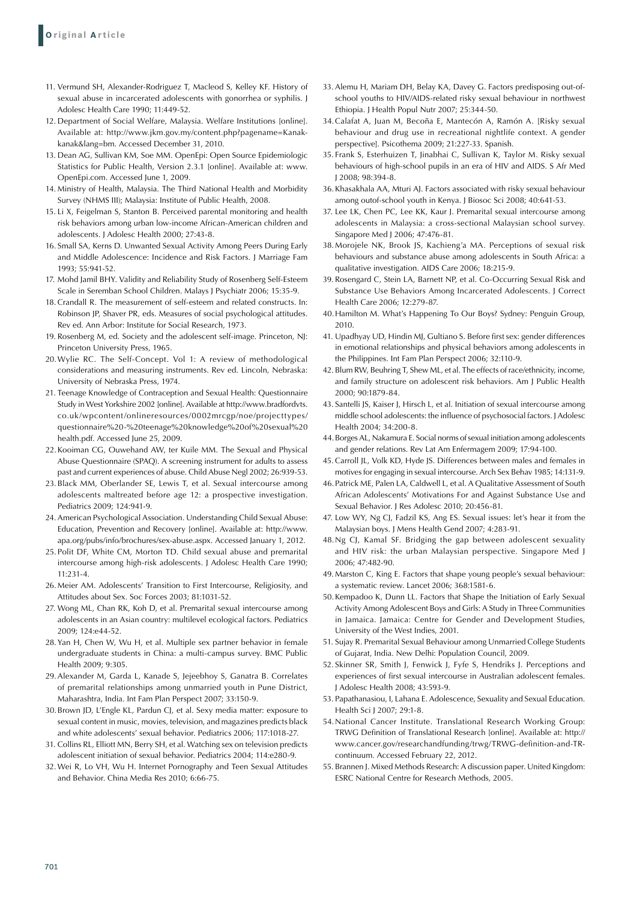11. Vermund SH, Alexander-Rodriguez T, Macleod S, Kelley KF. History of sexual abuse in incarcerated adolescents with gonorrhea or syphilis. J Adolesc Health Care 1990; 11:449-52.
12. Department of Social Welfare, Malaysia. Welfare Institutions [online]. Available at: http://www.jkm.gov.my/content.php?pagename=Kanak-kanak&lang=bm. Accessed December 31, 2010.
13. Dean AG, Sullivan KM, Soe MM. OpenEpi: Open Source Epidemiologic Statistics for Public Health, Version 2.3.1 [online]. Available at: www.OpenEpi.com. Accessed June 1, 2009.
14. Ministry of Health, Malaysia. The Third National Health and Morbidity Survey (NHMS III); Malaysia: Institute of Public Health, 2008.
15. Li X, Feigelman S, Stanton B. Perceived parental monitoring and health risk behaviors among urban low-income African-American children and adolescents. J Adolesc Health 2000; 27:43-8.
16. Small SA, Kerns D. Unwanted Sexual Activity Among Peers During Early and Middle Adolescence: Incidence and Risk Factors. J Marriage Fam 1993; 55:941-52.
17. Mohd Jamil BHY. Validity and Reliability Study of Rosenberg Self-Esteem Scale in Seremban School Children. Malays J Psychiatr 2006; 15:35-9.
18. Crandall R. The measurement of self-esteem and related constructs. In: Robinson JP, Shaver PR, eds. Measures of social psychological attitudes. Rev ed. Ann Arbor: Institute for Social Research, 1973.
19. Rosenberg M, ed. Society and the adolescent self-image. Princeton, NJ: Princeton University Press, 1965.
20. Wylie RC. The Self-Concept. Vol 1: A review of methodological considerations and measuring instruments. Rev ed. Lincoln, Nebraska: University of Nebraska Press, 1974.
21. Teenage Knowledge of Contraception and Sexual Health: Questionnaire Study in West Yorkshire 2002 [online]. Available at http://www.bradfordvts.co.uk/wpcontent/onlineresources/0002mrcgp/noe/projecttypes/questionnaire%20-%20teenage%20knowledge%20of%20sexual%20health.pdf. Accessed June 25, 2009.
22. Kooiman CG, Ouwehand AW, ter Kuile MM. The Sexual and Physical Abuse Questionnaire (SPAQ). A screening instrument for adults to assess past and current experiences of abuse. Child Abuse Negl 2002; 26:939-53.
23. Black MM, Oberlander SE, Lewis T, et al. Sexual intercourse among adolescents maltreated before age 12: a prospective investigation. Pediatrics 2009; 124:941-9.
24. American Psychological Association. Understanding Child Sexual Abuse: Education, Prevention and Recovery [online]. Available at: http://www.apa.org/pubs/info/brochures/sex-abuse.aspx. Accessed January 1, 2012.
25. Polit DF, White CM, Morton TD. Child sexual abuse and premarital intercourse among high-risk adolescents. J Adolesc Health Care 1990; 11:231-4.
26. Meier AM. Adolescents' Transition to First Intercourse, Religiosity, and Attitudes about Sex. Soc Forces 2003; 81:1031-52.
27. Wong ML, Chan RK, Koh D, et al. Premarital sexual intercourse among adolescents in an Asian country: multilevel ecological factors. Pediatrics 2009; 124:e44-52.
28. Yan H, Chen W, Wu H, et al. Multiple sex partner behavior in female undergraduate students in China: a multi-campus survey. BMC Public Health 2009; 9:305.
29. Alexander M, Garda L, Kanade S, Jejeebhoy S, Ganatra B. Correlates of premarital relationships among unmarried youth in Pune District, Maharashtra, India. Int Fam Plan Perspect 2007; 33:150-9.
30. Brown JD, L'Engle KL, Pardun CJ, et al. Sexy media matter: exposure to sexual content in music, movies, television, and magazines predicts black and white adolescents' sexual behavior. Pediatrics 2006; 117:1018-27.
31. Collins RL, Elliott MN, Berry SH, et al. Watching sex on television predicts adolescent initiation of sexual behavior. Pediatrics 2004; 114:e280-9.
32. Wei R, Lo VH, Wu H. Internet Pornography and Teen Sexual Attitudes and Behavior. China Media Res 2010; 6:66-75.
33. Alemu H, Mariam DH, Belay KA, Davey G. Factors predisposing out-of-school youths to HIV/AIDS-related risky sexual behaviour in northwest Ethiopia. J Health Popul Nutr 2007; 25:344-50.
34. Calafat A, Juan M, Becoña E, Mantecón A, Ramón A. [Risky sexual behaviour and drug use in recreational nightlife context. A gender perspective]. Psicothema 2009; 21:227-33. Spanish.
35. Frank S, Esterhuizen T, Jinabhai C, Sullivan K, Taylor M. Risky sexual behaviours of high-school pupils in an era of HIV and AIDS. S Afr Med J 2008; 98:394-8.
36. Khasakhala AA, Mturi AJ. Factors associated with risky sexual behaviour among outof-school youth in Kenya. J Biosoc Sci 2008; 40:641-53.
37. Lee LK, Chen PC, Lee KK, Kaur J. Premarital sexual intercourse among adolescents in Malaysia: a cross-sectional Malaysian school survey. Singapore Med J 2006; 47:476-81.
38. Morojele NK, Brook JS, Kachieng'a MA. Perceptions of sexual risk behaviours and substance abuse among adolescents in South Africa: a qualitative investigation. AIDS Care 2006; 18:215-9.
39. Rosengard C, Stein LA, Barnett NP, et al. Co-Occurring Sexual Risk and Substance Use Behaviors Among Incarcerated Adolescents. J Correct Health Care 2006; 12:279-87.
40. Hamilton M. What's Happening To Our Boys? Sydney: Penguin Group, 2010.
41. Upadhyay UD, Hindin MJ, Gultiano S. Before first sex: gender differences in emotional relationships and physical behaviors among adolescents in the Philippines. Int Fam Plan Perspect 2006; 32:110-9.
42. Blum RW, Beuhring T, Shew ML, et al. The effects of race/ethnicity, income, and family structure on adolescent risk behaviors. Am J Public Health 2000; 90:1879-84.
43. Santelli JS, Kaiser J, Hirsch L, et al. Initiation of sexual intercourse among middle school adolescents: the influence of psychosocial factors. J Adolesc Health 2004; 34:200-8.
44. Borges AL, Nakamura E. Social norms of sexual initiation among adolescents and gender relations. Rev Lat Am Enfermagem 2009; 17:94-100.
45. Carroll JL, Volk KD, Hyde JS. Differences between males and females in motives for engaging in sexual intercourse. Arch Sex Behav 1985; 14:131-9.
46. Patrick ME, Palen LA, Caldwell L, et al. A Qualitative Assessment of South African Adolescents' Motivations For and Against Substance Use and Sexual Behavior. J Res Adolesc 2010; 20:456-81.
47. Low WY, Ng CJ, Fadzil KS, Ang ES. Sexual issues: let's hear it from the Malaysian boys. J Mens Health Gend 2007; 4:283-91.
48. Ng CJ, Kamal SF. Bridging the gap between adolescent sexuality and HIV risk: the urban Malaysian perspective. Singapore Med J 2006; 47:482-90.
49. Marston C, King E. Factors that shape young people's sexual behaviour: a systematic review. Lancet 2006; 368:1581-6.
50. Kempadoo K, Dunn LL. Factors that Shape the Initiation of Early Sexual Activity Among Adolescent Boys and Girls: A Study in Three Communities in Jamaica. Jamaica: Centre for Gender and Development Studies, University of the West Indies, 2001.
51. Sujay R. Premarital Sexual Behaviour among Unmarried College Students of Gujarat, India. New Delhi: Population Council, 2009.
52. Skinner SR, Smith J, Fenwick J, Fyfe S, Hendriks J. Perceptions and experiences of first sexual intercourse in Australian adolescent females. J Adolesc Health 2008; 43:593-9.
53. Papathanasiou, I, Lahana E. Adolescence, Sexuality and Sexual Education. Health Sci J 2007; 29:1-8.
54. National Cancer Institute. Translational Research Working Group: TRWG Definition of Translational Research [online]. Available at: http://www.cancer.gov/researchandfunding/trwg/TRWG-definition-and-TR-continuum. Accessed February 22, 2012.
55. Brannen J. Mixed Methods Research: A discussion paper. United Kingdom: ESRC National Centre for Research Methods, 2005.